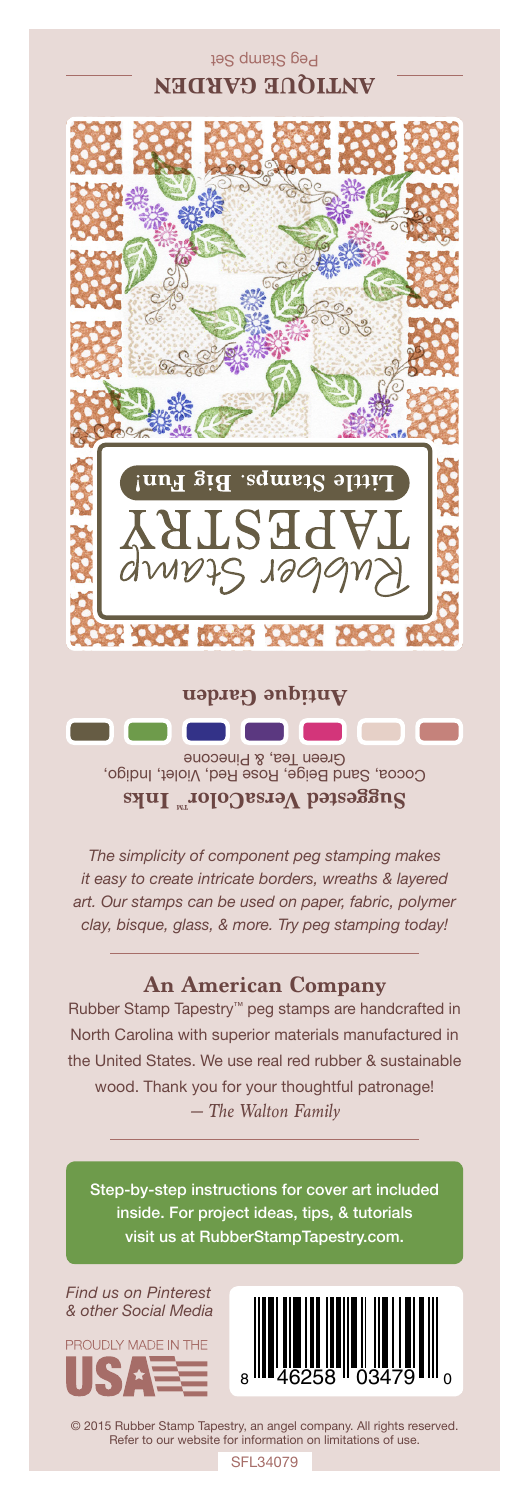Peg Stamp Set

**ANTIQUE GARDEN**

Rubber Stamp

TAPESTRY

**Little Stamps. Big Fun!**

**Antique Garden**

**Suggested VersaColor™ Inks**

Cocoa, Sand Beige, Rose Red, Violet, Indigo, Green Tea, & Pinecone

*The simplicity of component peg stamping makes it easy to create intricate borders, wreaths & layered art. Our stamps can be used on paper, fabric, polymer clay, bisque, glass, & more. Try peg stamping today!*

## An American Company

Rubber Stamp Tapestry™ peg stamps are handcrafted in North Carolina with superior materials manufactured in the United States. We use real red rubber & sustainable wood. Thank you for your thoughtful patronage!

*— The Walton Family*

Step-by-step instructions for cover art included inside. For project ideas, tips, & tutorials visit us at RubberStampTapestry.com.

*Find us on Pinterest & other Social Media*

PROUDLY MADE IN THE USA

8 46258 03479 0

© 2015 Rubber Stamp Tapestry, an angel company. All rights reserved. Refer to our website for information on limitations of use.

SFL34079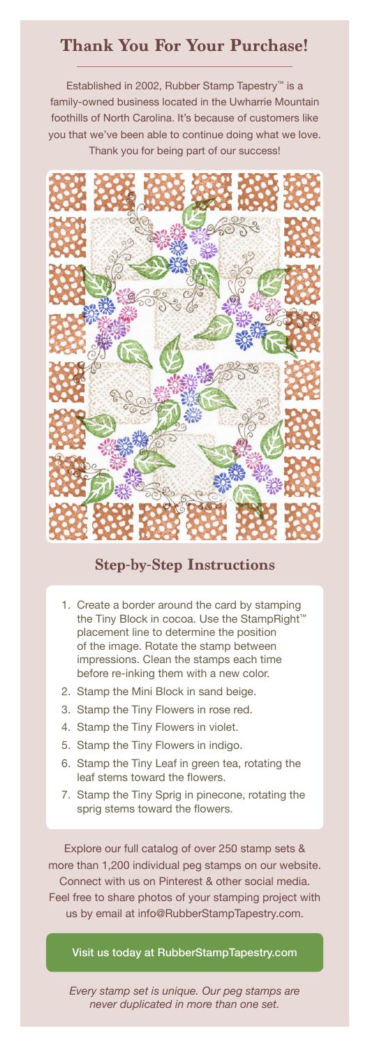## Thank You For Your Purchase!

Established in 2002, Rubber Stamp Tapestry™ is a family-owned business located in the Uwharrie Mountain foothills of North Carolina. It's because of customers like you that we've been able to continue doing what we love. Thank you for being part of our success!

## Step-by-Step Instructions

1. Create a border around the card by stamping the Tiny Block in cocoa. Use the StampRight™ placement line to determine the position of the image. Rotate the stamp between impressions. Clean the stamps each time before re-inking them with a new color.
2. Stamp the Mini Block in sand beige.
3. Stamp the Tiny Flowers in rose red.
4. Stamp the Tiny Flowers in violet.
5. Stamp the Tiny Flowers in indigo.
6. Stamp the Tiny Leaf in green tea, rotating the leaf stems toward the flowers.
7. Stamp the Tiny Sprig in pinecone, rotating the sprig stems toward the flowers.

Explore our full catalog of over 250 stamp sets & more than 1,200 individual peg stamps on our website. Connect with us on Pinterest & other social media. Feel free to share photos of your stamping project with us by email at info@RubberStampTapestry.com.

**Visit us today at RubberStampTapestry.com**

*Every stamp set is unique. Our peg stamps are never duplicated in more than one set.*